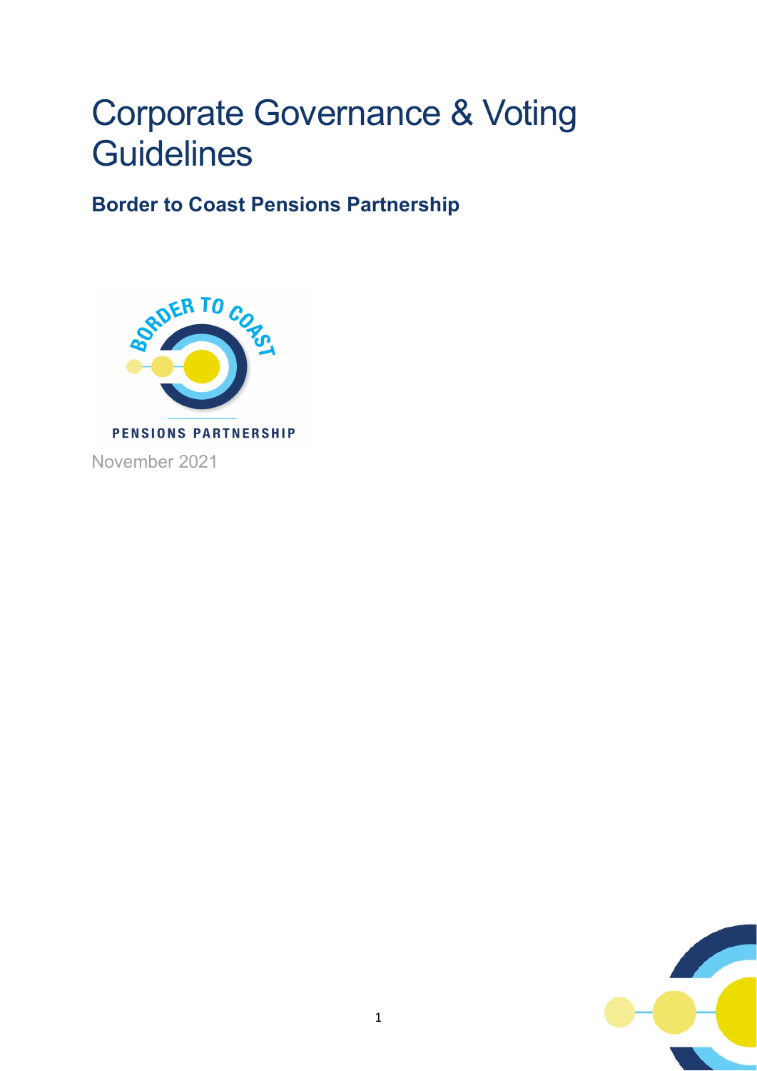# Corporate Governance & Voting Guidelines

## Border to Coast Pensions Partnership

November 2021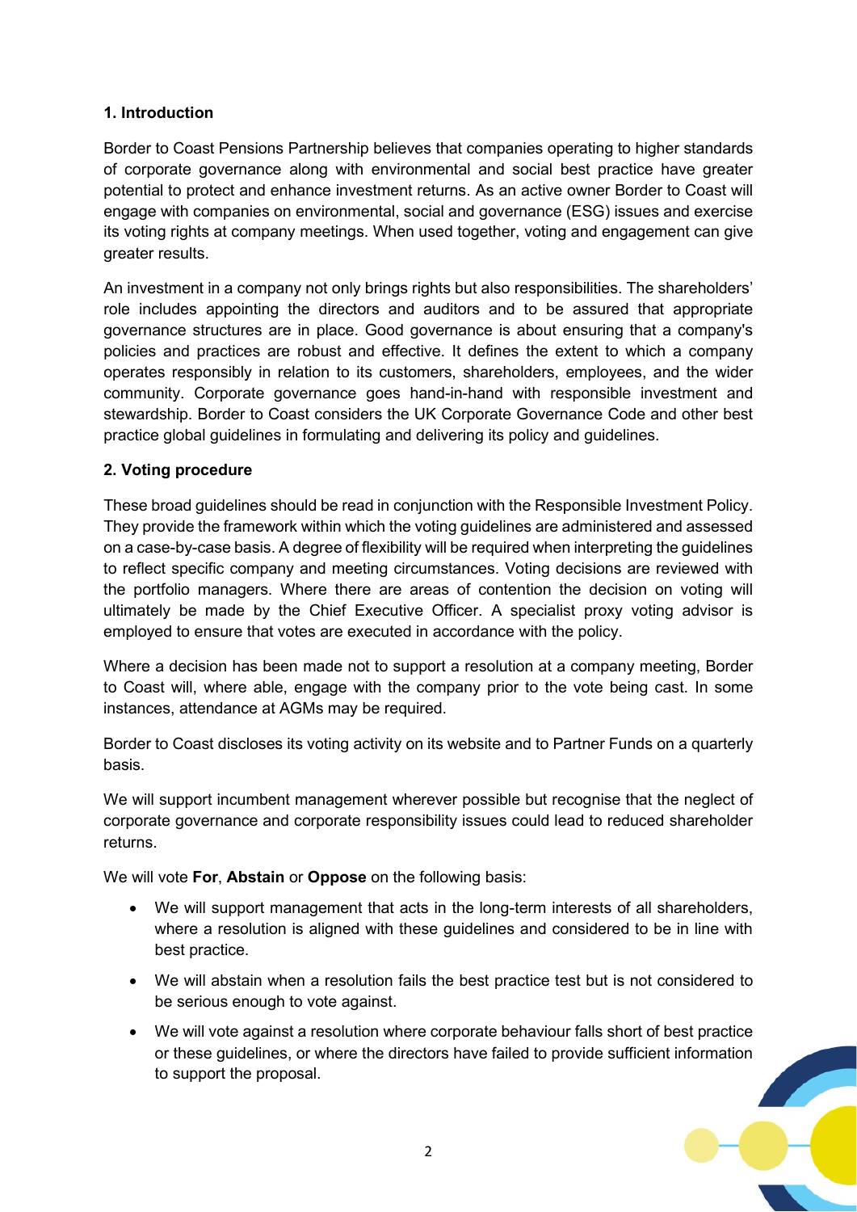## 1. Introduction

Border to Coast Pensions Partnership believes that companies operating to higher standards of corporate governance along with environmental and social best practice have greater potential to protect and enhance investment returns. As an active owner Border to Coast will engage with companies on environmental, social and governance (ESG) issues and exercise its voting rights at company meetings. When used together, voting and engagement can give greater results.

An investment in a company not only brings rights but also responsibilities. The shareholders' role includes appointing the directors and auditors and to be assured that appropriate governance structures are in place. Good governance is about ensuring that a company's policies and practices are robust and effective. It defines the extent to which a company operates responsibly in relation to its customers, shareholders, employees, and the wider community. Corporate governance goes hand-in-hand with responsible investment and stewardship. Border to Coast considers the UK Corporate Governance Code and other best practice global guidelines in formulating and delivering its policy and guidelines.

## 2. Voting procedure

These broad guidelines should be read in conjunction with the Responsible Investment Policy. They provide the framework within which the voting guidelines are administered and assessed on a case-by-case basis. A degree of flexibility will be required when interpreting the guidelines to reflect specific company and meeting circumstances. Voting decisions are reviewed with the portfolio managers. Where there are areas of contention the decision on voting will ultimately be made by the Chief Executive Officer. A specialist proxy voting advisor is employed to ensure that votes are executed in accordance with the policy.

Where a decision has been made not to support a resolution at a company meeting, Border to Coast will, where able, engage with the company prior to the vote being cast. In some instances, attendance at AGMs may be required.

Border to Coast discloses its voting activity on its website and to Partner Funds on a quarterly basis.

We will support incumbent management wherever possible but recognise that the neglect of corporate governance and corporate responsibility issues could lead to reduced shareholder returns.

We will vote **For**, **Abstain** or **Oppose** on the following basis:

- We will support management that acts in the long-term interests of all shareholders, where a resolution is aligned with these guidelines and considered to be in line with best practice.
- We will abstain when a resolution fails the best practice test but is not considered to be serious enough to vote against.
- We will vote against a resolution where corporate behaviour falls short of best practice or these guidelines, or where the directors have failed to provide sufficient information to support the proposal.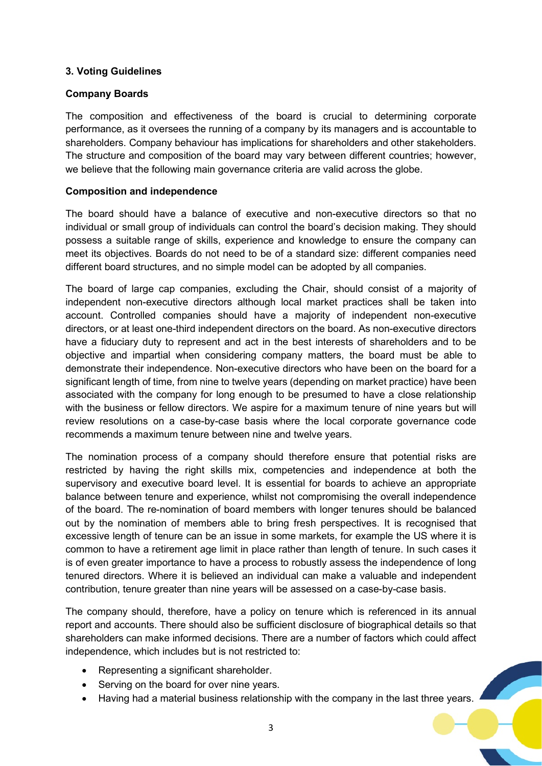## 3. Voting Guidelines

### Company Boards

The composition and effectiveness of the board is crucial to determining corporate performance, as it oversees the running of a company by its managers and is accountable to shareholders. Company behaviour has implications for shareholders and other stakeholders. The structure and composition of the board may vary between different countries; however, we believe that the following main governance criteria are valid across the globe.

### Composition and independence

The board should have a balance of executive and non-executive directors so that no individual or small group of individuals can control the board's decision making. They should possess a suitable range of skills, experience and knowledge to ensure the company can meet its objectives. Boards do not need to be of a standard size: different companies need different board structures, and no simple model can be adopted by all companies.

The board of large cap companies, excluding the Chair, should consist of a majority of independent non-executive directors although local market practices shall be taken into account. Controlled companies should have a majority of independent non-executive directors, or at least one-third independent directors on the board. As non-executive directors have a fiduciary duty to represent and act in the best interests of shareholders and to be objective and impartial when considering company matters, the board must be able to demonstrate their independence. Non-executive directors who have been on the board for a significant length of time, from nine to twelve years (depending on market practice) have been associated with the company for long enough to be presumed to have a close relationship with the business or fellow directors. We aspire for a maximum tenure of nine years but will review resolutions on a case-by-case basis where the local corporate governance code recommends a maximum tenure between nine and twelve years.

The nomination process of a company should therefore ensure that potential risks are restricted by having the right skills mix, competencies and independence at both the supervisory and executive board level. It is essential for boards to achieve an appropriate balance between tenure and experience, whilst not compromising the overall independence of the board. The re-nomination of board members with longer tenures should be balanced out by the nomination of members able to bring fresh perspectives. It is recognised that excessive length of tenure can be an issue in some markets, for example the US where it is common to have a retirement age limit in place rather than length of tenure. In such cases it is of even greater importance to have a process to robustly assess the independence of long tenured directors. Where it is believed an individual can make a valuable and independent contribution, tenure greater than nine years will be assessed on a case-by-case basis.

The company should, therefore, have a policy on tenure which is referenced in its annual report and accounts. There should also be sufficient disclosure of biographical details so that shareholders can make informed decisions. There are a number of factors which could affect independence, which includes but is not restricted to:

- Representing a significant shareholder.
- Serving on the board for over nine years.
- Having had a material business relationship with the company in the last three years.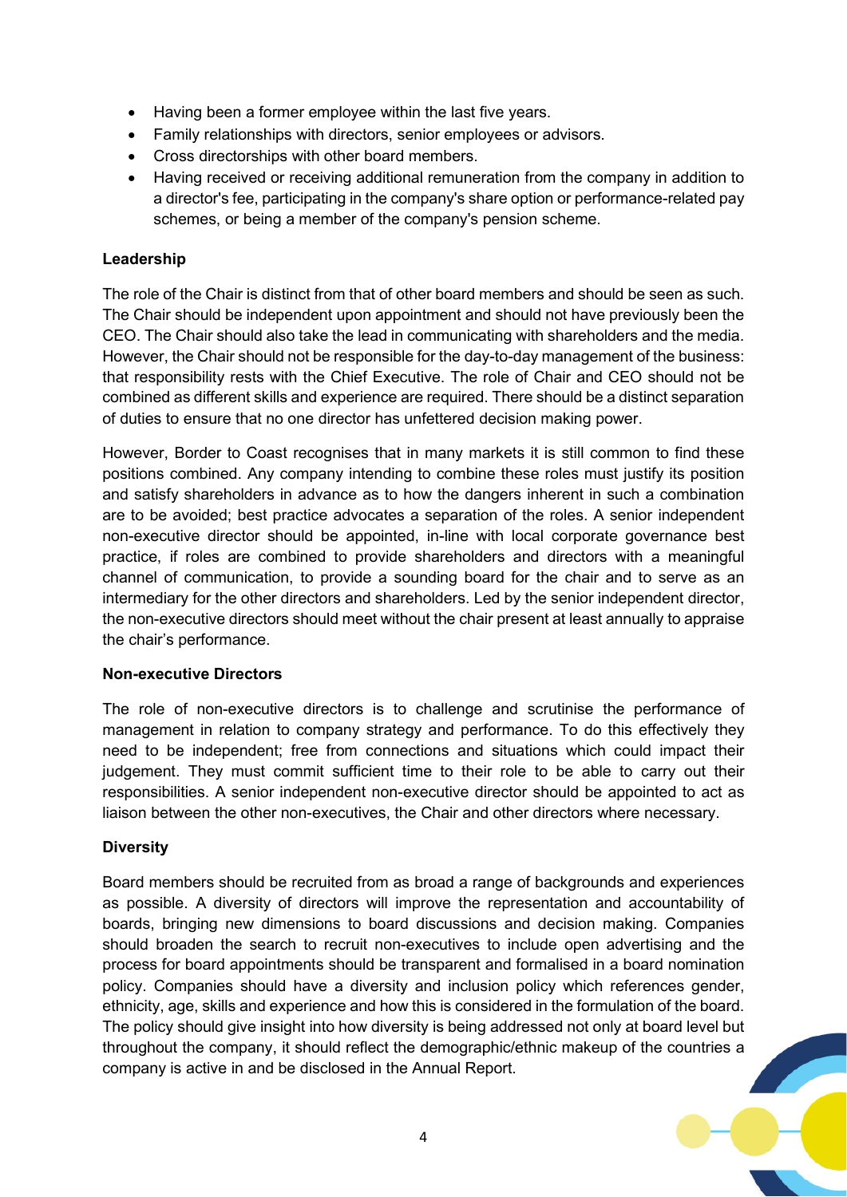- Having been a former employee within the last five years.
- Family relationships with directors, senior employees or advisors.
- Cross directorships with other board members.
- Having received or receiving additional remuneration from the company in addition to a director's fee, participating in the company's share option or performance-related pay schemes, or being a member of the company's pension scheme.

**Leadership**

The role of the Chair is distinct from that of other board members and should be seen as such. The Chair should be independent upon appointment and should not have previously been the CEO. The Chair should also take the lead in communicating with shareholders and the media. However, the Chair should not be responsible for the day-to-day management of the business: that responsibility rests with the Chief Executive. The role of Chair and CEO should not be combined as different skills and experience are required. There should be a distinct separation of duties to ensure that no one director has unfettered decision making power.

However, Border to Coast recognises that in many markets it is still common to find these positions combined. Any company intending to combine these roles must justify its position and satisfy shareholders in advance as to how the dangers inherent in such a combination are to be avoided; best practice advocates a separation of the roles. A senior independent non-executive director should be appointed, in-line with local corporate governance best practice, if roles are combined to provide shareholders and directors with a meaningful channel of communication, to provide a sounding board for the chair and to serve as an intermediary for the other directors and shareholders. Led by the senior independent director, the non-executive directors should meet without the chair present at least annually to appraise the chair's performance.

**Non-executive Directors**

The role of non-executive directors is to challenge and scrutinise the performance of management in relation to company strategy and performance. To do this effectively they need to be independent; free from connections and situations which could impact their judgement. They must commit sufficient time to their role to be able to carry out their responsibilities. A senior independent non-executive director should be appointed to act as liaison between the other non-executives, the Chair and other directors where necessary.

**Diversity**

Board members should be recruited from as broad a range of backgrounds and experiences as possible. A diversity of directors will improve the representation and accountability of boards, bringing new dimensions to board discussions and decision making. Companies should broaden the search to recruit non-executives to include open advertising and the process for board appointments should be transparent and formalised in a board nomination policy. Companies should have a diversity and inclusion policy which references gender, ethnicity, age, skills and experience and how this is considered in the formulation of the board. The policy should give insight into how diversity is being addressed not only at board level but throughout the company, it should reflect the demographic/ethnic makeup of the countries a company is active in and be disclosed in the Annual Report.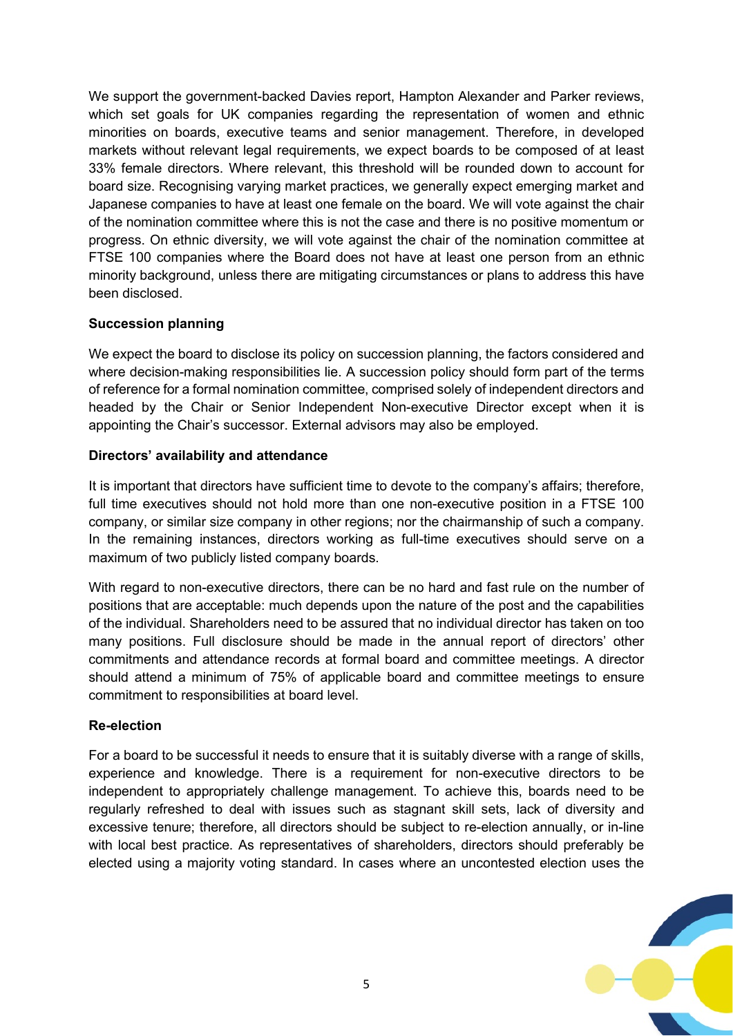We support the government-backed Davies report, Hampton Alexander and Parker reviews, which set goals for UK companies regarding the representation of women and ethnic minorities on boards, executive teams and senior management. Therefore, in developed markets without relevant legal requirements, we expect boards to be composed of at least 33% female directors. Where relevant, this threshold will be rounded down to account for board size. Recognising varying market practices, we generally expect emerging market and Japanese companies to have at least one female on the board. We will vote against the chair of the nomination committee where this is not the case and there is no positive momentum or progress. On ethnic diversity, we will vote against the chair of the nomination committee at FTSE 100 companies where the Board does not have at least one person from an ethnic minority background, unless there are mitigating circumstances or plans to address this have been disclosed.

**Succession planning**

We expect the board to disclose its policy on succession planning, the factors considered and where decision-making responsibilities lie. A succession policy should form part of the terms of reference for a formal nomination committee, comprised solely of independent directors and headed by the Chair or Senior Independent Non-executive Director except when it is appointing the Chair's successor. External advisors may also be employed.

**Directors' availability and attendance**

It is important that directors have sufficient time to devote to the company's affairs; therefore, full time executives should not hold more than one non-executive position in a FTSE 100 company, or similar size company in other regions; nor the chairmanship of such a company. In the remaining instances, directors working as full-time executives should serve on a maximum of two publicly listed company boards.

With regard to non-executive directors, there can be no hard and fast rule on the number of positions that are acceptable: much depends upon the nature of the post and the capabilities of the individual. Shareholders need to be assured that no individual director has taken on too many positions. Full disclosure should be made in the annual report of directors' other commitments and attendance records at formal board and committee meetings. A director should attend a minimum of 75% of applicable board and committee meetings to ensure commitment to responsibilities at board level.

**Re-election**

For a board to be successful it needs to ensure that it is suitably diverse with a range of skills, experience and knowledge. There is a requirement for non-executive directors to be independent to appropriately challenge management. To achieve this, boards need to be regularly refreshed to deal with issues such as stagnant skill sets, lack of diversity and excessive tenure; therefore, all directors should be subject to re-election annually, or in-line with local best practice. As representatives of shareholders, directors should preferably be elected using a majority voting standard. In cases where an uncontested election uses the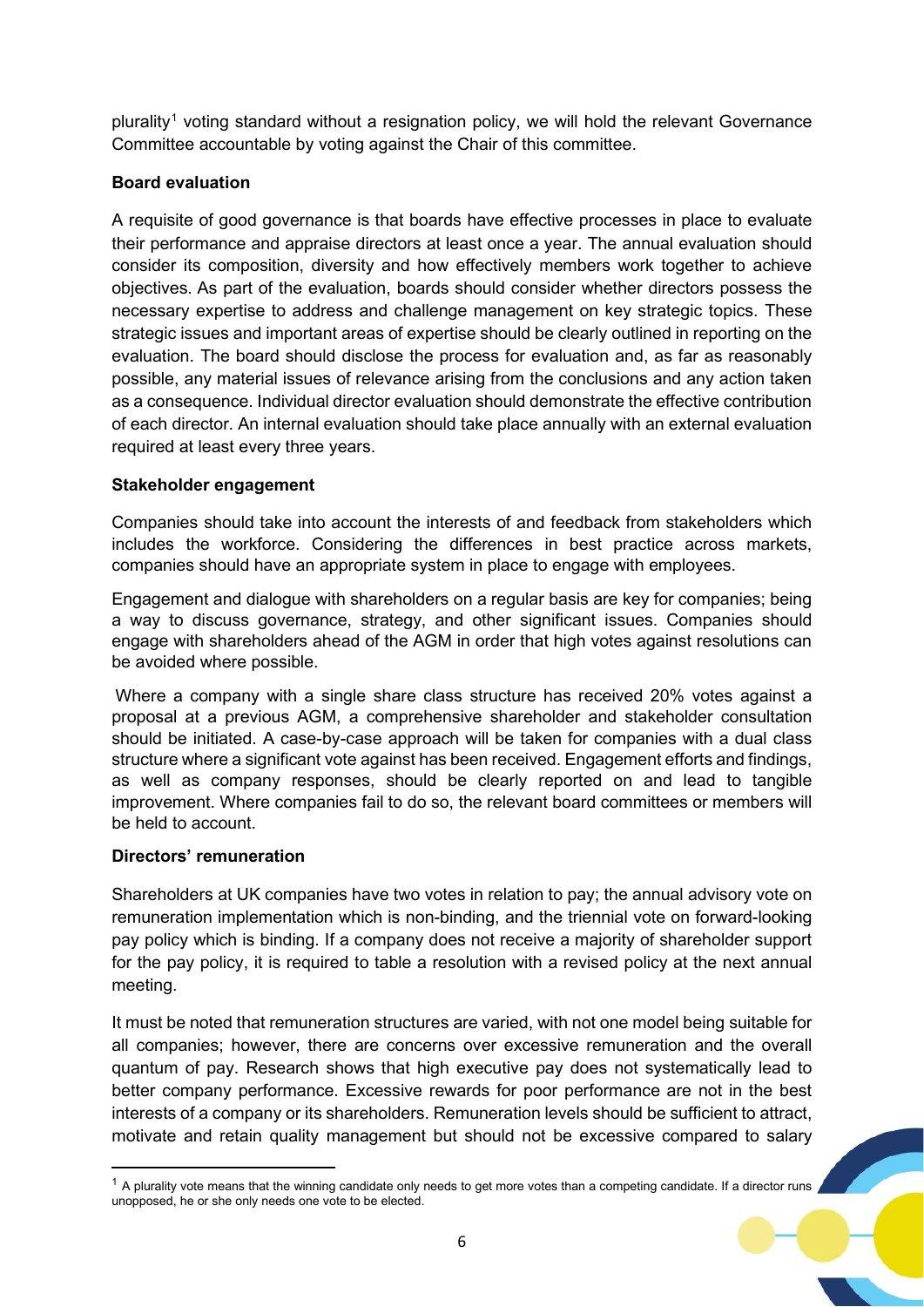plurality[1] voting standard without a resignation policy, we will hold the relevant Governance Committee accountable by voting against the Chair of this committee.

**Board evaluation**

A requisite of good governance is that boards have effective processes in place to evaluate their performance and appraise directors at least once a year. The annual evaluation should consider its composition, diversity and how effectively members work together to achieve objectives. As part of the evaluation, boards should consider whether directors possess the necessary expertise to address and challenge management on key strategic topics. These strategic issues and important areas of expertise should be clearly outlined in reporting on the evaluation. The board should disclose the process for evaluation and, as far as reasonably possible, any material issues of relevance arising from the conclusions and any action taken as a consequence. Individual director evaluation should demonstrate the effective contribution of each director. An internal evaluation should take place annually with an external evaluation required at least every three years.

**Stakeholder engagement**

Companies should take into account the interests of and feedback from stakeholders which includes the workforce. Considering the differences in best practice across markets, companies should have an appropriate system in place to engage with employees.

Engagement and dialogue with shareholders on a regular basis are key for companies; being a way to discuss governance, strategy, and other significant issues. Companies should engage with shareholders ahead of the AGM in order that high votes against resolutions can be avoided where possible.

Where a company with a single share class structure has received 20% votes against a proposal at a previous AGM, a comprehensive shareholder and stakeholder consultation should be initiated. A case-by-case approach will be taken for companies with a dual class structure where a significant vote against has been received. Engagement efforts and findings, as well as company responses, should be clearly reported on and lead to tangible improvement. Where companies fail to do so, the relevant board committees or members will be held to account.

**Directors' remuneration**

Shareholders at UK companies have two votes in relation to pay; the annual advisory vote on remuneration implementation which is non-binding, and the triennial vote on forward-looking pay policy which is binding. If a company does not receive a majority of shareholder support for the pay policy, it is required to table a resolution with a revised policy at the next annual meeting.

It must be noted that remuneration structures are varied, with not one model being suitable for all companies; however, there are concerns over excessive remuneration and the overall quantum of pay. Research shows that high executive pay does not systematically lead to better company performance. Excessive rewards for poor performance are not in the best interests of a company or its shareholders. Remuneration levels should be sufficient to attract, motivate and retain quality management but should not be excessive compared to salary

[1] A plurality vote means that the winning candidate only needs to get more votes than a competing candidate. If a director runs unopposed, he or she only needs one vote to be elected.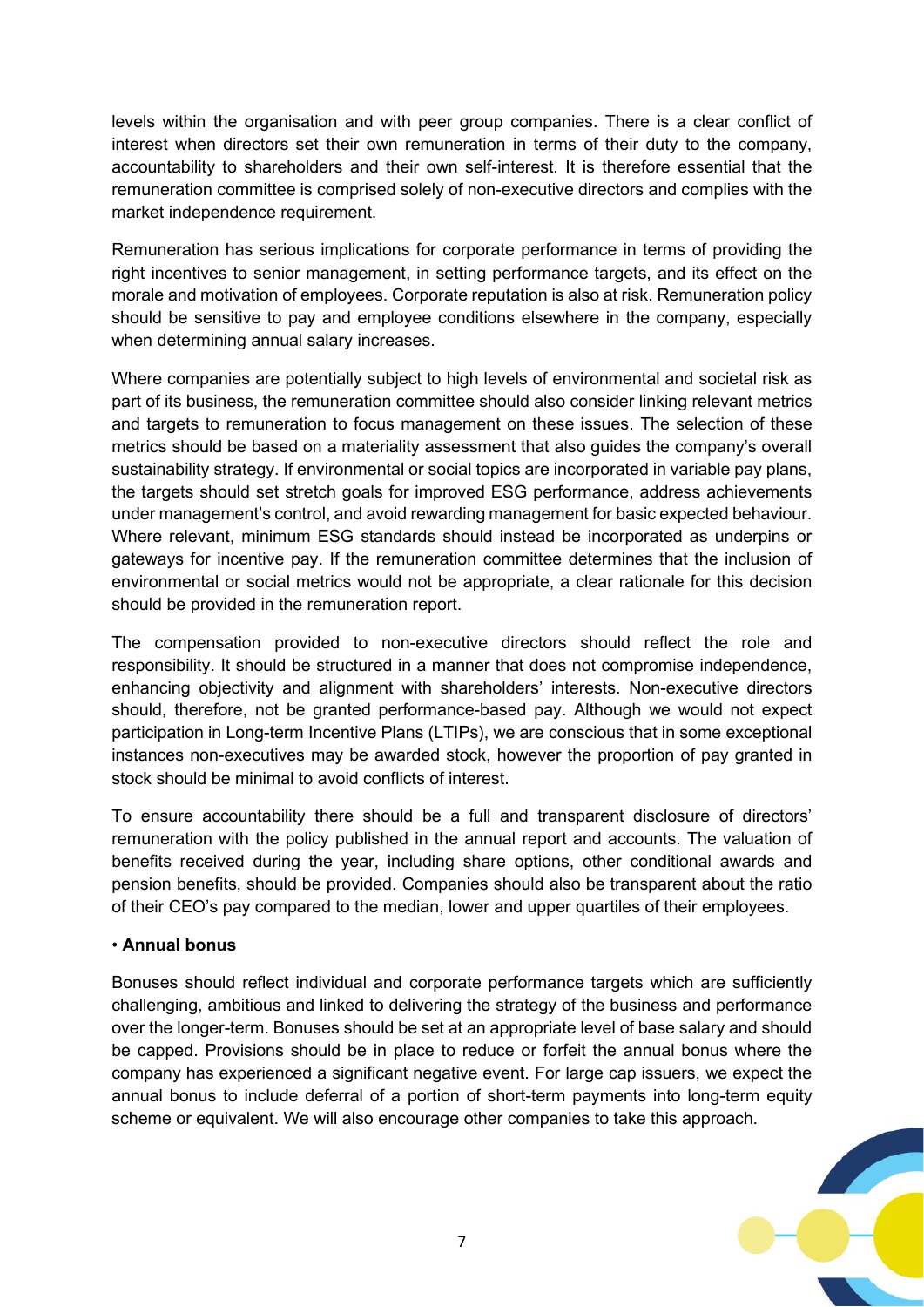levels within the organisation and with peer group companies. There is a clear conflict of interest when directors set their own remuneration in terms of their duty to the company, accountability to shareholders and their own self-interest. It is therefore essential that the remuneration committee is comprised solely of non-executive directors and complies with the market independence requirement.

Remuneration has serious implications for corporate performance in terms of providing the right incentives to senior management, in setting performance targets, and its effect on the morale and motivation of employees. Corporate reputation is also at risk. Remuneration policy should be sensitive to pay and employee conditions elsewhere in the company, especially when determining annual salary increases.

Where companies are potentially subject to high levels of environmental and societal risk as part of its business, the remuneration committee should also consider linking relevant metrics and targets to remuneration to focus management on these issues. The selection of these metrics should be based on a materiality assessment that also guides the company's overall sustainability strategy. If environmental or social topics are incorporated in variable pay plans, the targets should set stretch goals for improved ESG performance, address achievements under management's control, and avoid rewarding management for basic expected behaviour. Where relevant, minimum ESG standards should instead be incorporated as underpins or gateways for incentive pay. If the remuneration committee determines that the inclusion of environmental or social metrics would not be appropriate, a clear rationale for this decision should be provided in the remuneration report.

The compensation provided to non-executive directors should reflect the role and responsibility. It should be structured in a manner that does not compromise independence, enhancing objectivity and alignment with shareholders' interests. Non-executive directors should, therefore, not be granted performance-based pay. Although we would not expect participation in Long-term Incentive Plans (LTIPs), we are conscious that in some exceptional instances non-executives may be awarded stock, however the proportion of pay granted in stock should be minimal to avoid conflicts of interest.

To ensure accountability there should be a full and transparent disclosure of directors' remuneration with the policy published in the annual report and accounts. The valuation of benefits received during the year, including share options, other conditional awards and pension benefits, should be provided. Companies should also be transparent about the ratio of their CEO's pay compared to the median, lower and upper quartiles of their employees.

- **Annual bonus**

Bonuses should reflect individual and corporate performance targets which are sufficiently challenging, ambitious and linked to delivering the strategy of the business and performance over the longer-term. Bonuses should be set at an appropriate level of base salary and should be capped. Provisions should be in place to reduce or forfeit the annual bonus where the company has experienced a significant negative event. For large cap issuers, we expect the annual bonus to include deferral of a portion of short-term payments into long-term equity scheme or equivalent. We will also encourage other companies to take this approach.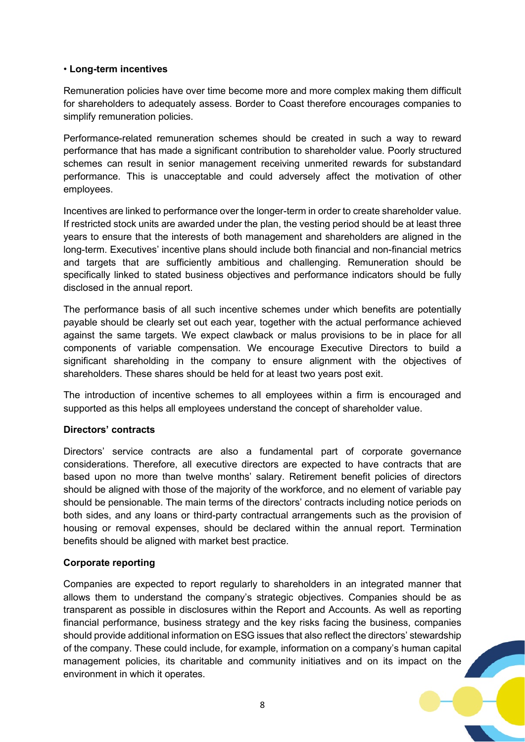- **Long-term incentives**

Remuneration policies have over time become more and more complex making them difficult for shareholders to adequately assess. Border to Coast therefore encourages companies to simplify remuneration policies.

Performance-related remuneration schemes should be created in such a way to reward performance that has made a significant contribution to shareholder value. Poorly structured schemes can result in senior management receiving unmerited rewards for substandard performance. This is unacceptable and could adversely affect the motivation of other employees.

Incentives are linked to performance over the longer-term in order to create shareholder value. If restricted stock units are awarded under the plan, the vesting period should be at least three years to ensure that the interests of both management and shareholders are aligned in the long-term. Executives' incentive plans should include both financial and non-financial metrics and targets that are sufficiently ambitious and challenging. Remuneration should be specifically linked to stated business objectives and performance indicators should be fully disclosed in the annual report.

The performance basis of all such incentive schemes under which benefits are potentially payable should be clearly set out each year, together with the actual performance achieved against the same targets. We expect clawback or malus provisions to be in place for all components of variable compensation. We encourage Executive Directors to build a significant shareholding in the company to ensure alignment with the objectives of shareholders. These shares should be held for at least two years post exit.

The introduction of incentive schemes to all employees within a firm is encouraged and supported as this helps all employees understand the concept of shareholder value.

**Directors' contracts**

Directors' service contracts are also a fundamental part of corporate governance considerations. Therefore, all executive directors are expected to have contracts that are based upon no more than twelve months' salary. Retirement benefit policies of directors should be aligned with those of the majority of the workforce, and no element of variable pay should be pensionable. The main terms of the directors' contracts including notice periods on both sides, and any loans or third-party contractual arrangements such as the provision of housing or removal expenses, should be declared within the annual report. Termination benefits should be aligned with market best practice.

**Corporate reporting**

Companies are expected to report regularly to shareholders in an integrated manner that allows them to understand the company's strategic objectives. Companies should be as transparent as possible in disclosures within the Report and Accounts. As well as reporting financial performance, business strategy and the key risks facing the business, companies should provide additional information on ESG issues that also reflect the directors' stewardship of the company. These could include, for example, information on a company's human capital management policies, its charitable and community initiatives and on its impact on the environment in which it operates.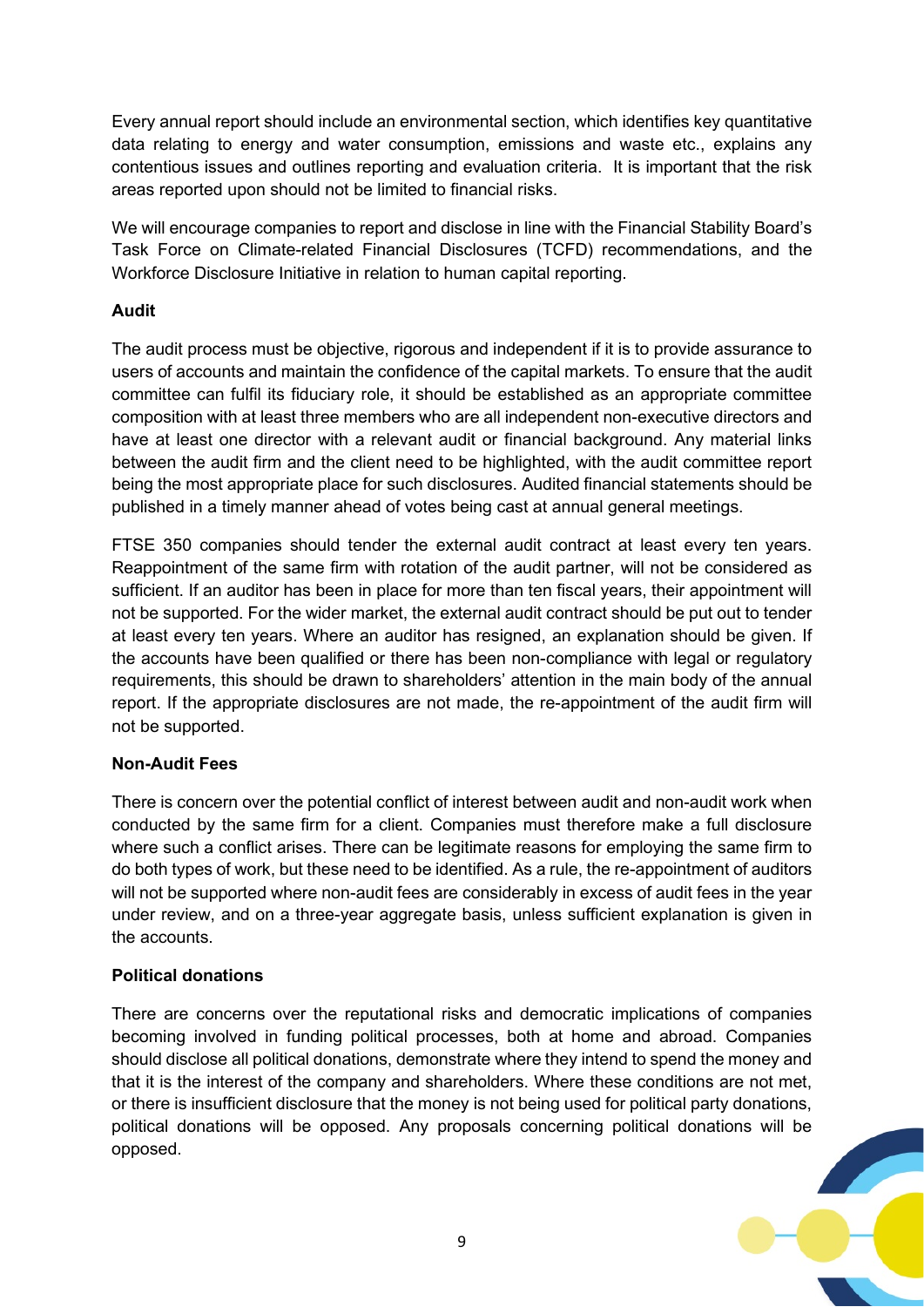Every annual report should include an environmental section, which identifies key quantitative data relating to energy and water consumption, emissions and waste etc., explains any contentious issues and outlines reporting and evaluation criteria. It is important that the risk areas reported upon should not be limited to financial risks.

We will encourage companies to report and disclose in line with the Financial Stability Board's Task Force on Climate-related Financial Disclosures (TCFD) recommendations, and the Workforce Disclosure Initiative in relation to human capital reporting.

**Audit**

The audit process must be objective, rigorous and independent if it is to provide assurance to users of accounts and maintain the confidence of the capital markets. To ensure that the audit committee can fulfil its fiduciary role, it should be established as an appropriate committee composition with at least three members who are all independent non-executive directors and have at least one director with a relevant audit or financial background. Any material links between the audit firm and the client need to be highlighted, with the audit committee report being the most appropriate place for such disclosures. Audited financial statements should be published in a timely manner ahead of votes being cast at annual general meetings.

FTSE 350 companies should tender the external audit contract at least every ten years. Reappointment of the same firm with rotation of the audit partner, will not be considered as sufficient. If an auditor has been in place for more than ten fiscal years, their appointment will not be supported. For the wider market, the external audit contract should be put out to tender at least every ten years. Where an auditor has resigned, an explanation should be given. If the accounts have been qualified or there has been non-compliance with legal or regulatory requirements, this should be drawn to shareholders' attention in the main body of the annual report. If the appropriate disclosures are not made, the re-appointment of the audit firm will not be supported.

**Non-Audit Fees**

There is concern over the potential conflict of interest between audit and non-audit work when conducted by the same firm for a client. Companies must therefore make a full disclosure where such a conflict arises. There can be legitimate reasons for employing the same firm to do both types of work, but these need to be identified. As a rule, the re-appointment of auditors will not be supported where non-audit fees are considerably in excess of audit fees in the year under review, and on a three-year aggregate basis, unless sufficient explanation is given in the accounts.

**Political donations**

There are concerns over the reputational risks and democratic implications of companies becoming involved in funding political processes, both at home and abroad. Companies should disclose all political donations, demonstrate where they intend to spend the money and that it is the interest of the company and shareholders. Where these conditions are not met, or there is insufficient disclosure that the money is not being used for political party donations, political donations will be opposed. Any proposals concerning political donations will be opposed.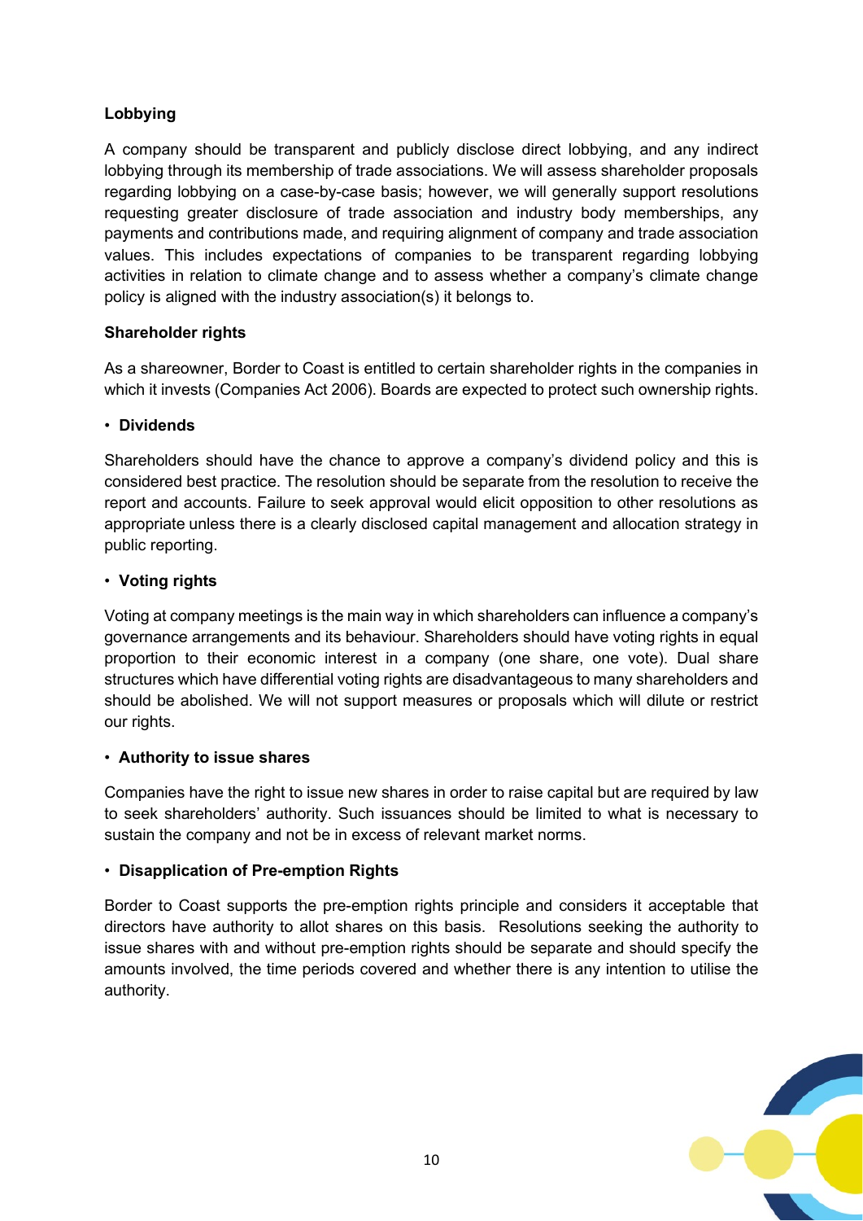**Lobbying**

A company should be transparent and publicly disclose direct lobbying, and any indirect lobbying through its membership of trade associations. We will assess shareholder proposals regarding lobbying on a case-by-case basis; however, we will generally support resolutions requesting greater disclosure of trade association and industry body memberships, any payments and contributions made, and requiring alignment of company and trade association values. This includes expectations of companies to be transparent regarding lobbying activities in relation to climate change and to assess whether a company's climate change policy is aligned with the industry association(s) it belongs to.

**Shareholder rights**

As a shareowner, Border to Coast is entitled to certain shareholder rights in the companies in which it invests (Companies Act 2006). Boards are expected to protect such ownership rights.

- **Dividends**

Shareholders should have the chance to approve a company's dividend policy and this is considered best practice. The resolution should be separate from the resolution to receive the report and accounts. Failure to seek approval would elicit opposition to other resolutions as appropriate unless there is a clearly disclosed capital management and allocation strategy in public reporting.

- **Voting rights**

Voting at company meetings is the main way in which shareholders can influence a company's governance arrangements and its behaviour. Shareholders should have voting rights in equal proportion to their economic interest in a company (one share, one vote). Dual share structures which have differential voting rights are disadvantageous to many shareholders and should be abolished. We will not support measures or proposals which will dilute or restrict our rights.

- **Authority to issue shares**

Companies have the right to issue new shares in order to raise capital but are required by law to seek shareholders' authority. Such issuances should be limited to what is necessary to sustain the company and not be in excess of relevant market norms.

- **Disapplication of Pre-emption Rights**

Border to Coast supports the pre-emption rights principle and considers it acceptable that directors have authority to allot shares on this basis. Resolutions seeking the authority to issue shares with and without pre-emption rights should be separate and should specify the amounts involved, the time periods covered and whether there is any intention to utilise the authority.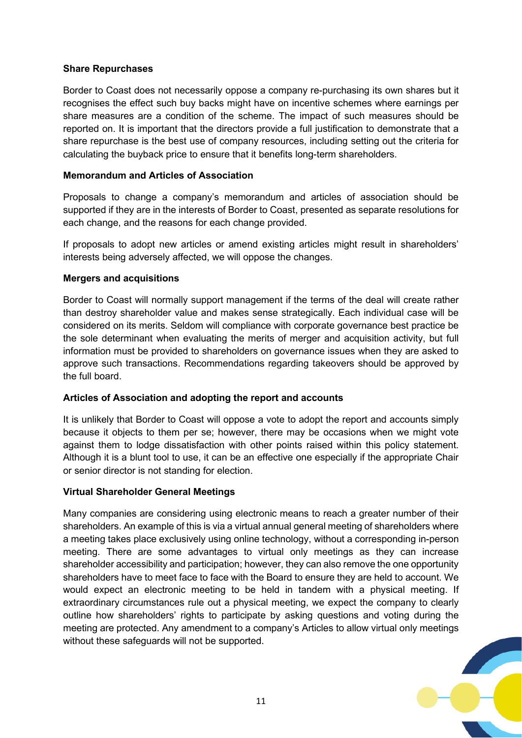**Share Repurchases**

Border to Coast does not necessarily oppose a company re-purchasing its own shares but it recognises the effect such buy backs might have on incentive schemes where earnings per share measures are a condition of the scheme. The impact of such measures should be reported on. It is important that the directors provide a full justification to demonstrate that a share repurchase is the best use of company resources, including setting out the criteria for calculating the buyback price to ensure that it benefits long-term shareholders.

**Memorandum and Articles of Association**

Proposals to change a company's memorandum and articles of association should be supported if they are in the interests of Border to Coast, presented as separate resolutions for each change, and the reasons for each change provided.

If proposals to adopt new articles or amend existing articles might result in shareholders' interests being adversely affected, we will oppose the changes.

**Mergers and acquisitions**

Border to Coast will normally support management if the terms of the deal will create rather than destroy shareholder value and makes sense strategically. Each individual case will be considered on its merits. Seldom will compliance with corporate governance best practice be the sole determinant when evaluating the merits of merger and acquisition activity, but full information must be provided to shareholders on governance issues when they are asked to approve such transactions. Recommendations regarding takeovers should be approved by the full board.

**Articles of Association and adopting the report and accounts**

It is unlikely that Border to Coast will oppose a vote to adopt the report and accounts simply because it objects to them per se; however, there may be occasions when we might vote against them to lodge dissatisfaction with other points raised within this policy statement. Although it is a blunt tool to use, it can be an effective one especially if the appropriate Chair or senior director is not standing for election.

**Virtual Shareholder General Meetings**

Many companies are considering using electronic means to reach a greater number of their shareholders. An example of this is via a virtual annual general meeting of shareholders where a meeting takes place exclusively using online technology, without a corresponding in-person meeting. There are some advantages to virtual only meetings as they can increase shareholder accessibility and participation; however, they can also remove the one opportunity shareholders have to meet face to face with the Board to ensure they are held to account. We would expect an electronic meeting to be held in tandem with a physical meeting. If extraordinary circumstances rule out a physical meeting, we expect the company to clearly outline how shareholders' rights to participate by asking questions and voting during the meeting are protected. Any amendment to a company's Articles to allow virtual only meetings without these safeguards will not be supported.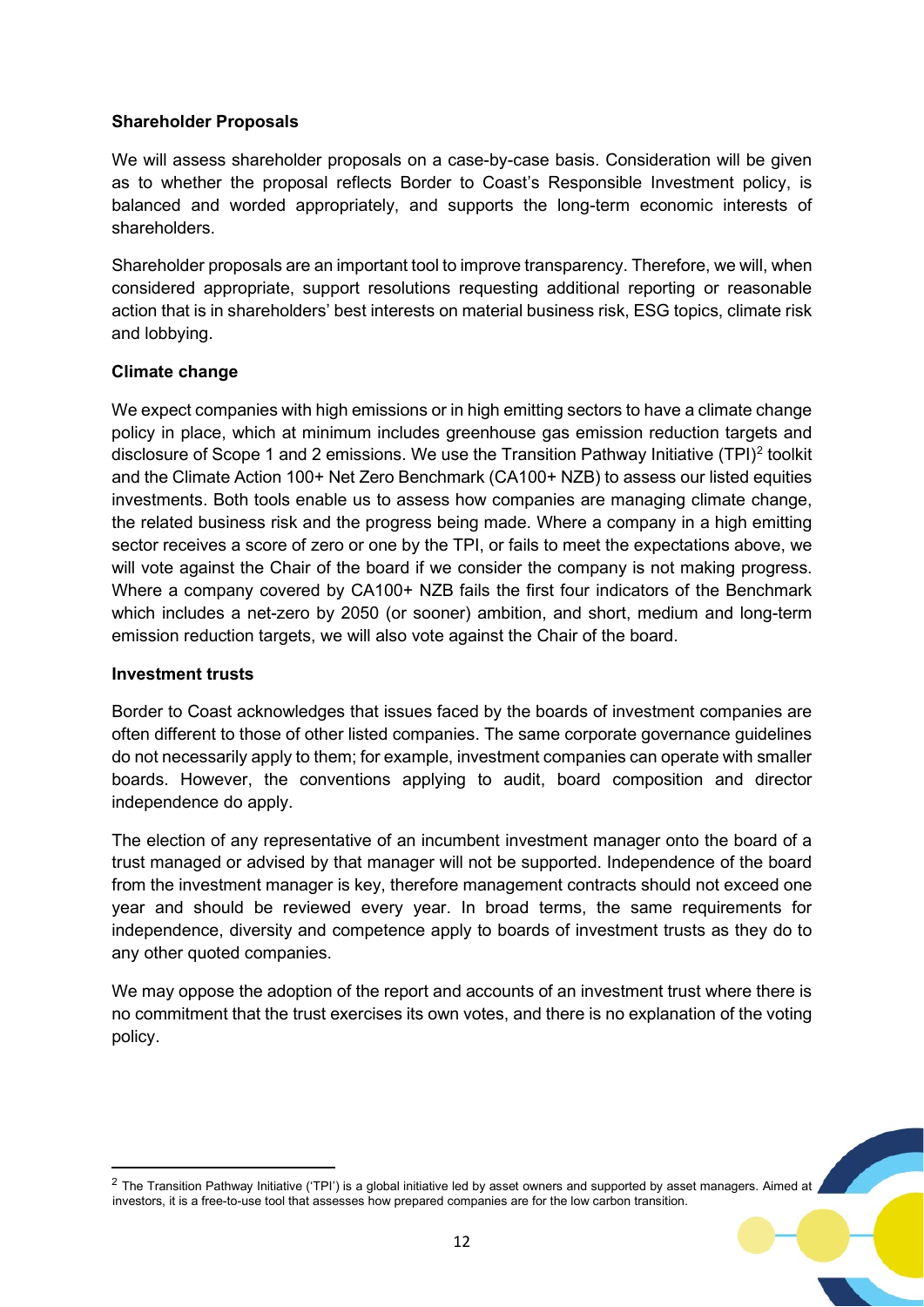**Shareholder Proposals**

We will assess shareholder proposals on a case-by-case basis. Consideration will be given as to whether the proposal reflects Border to Coast's Responsible Investment policy, is balanced and worded appropriately, and supports the long-term economic interests of shareholders.

Shareholder proposals are an important tool to improve transparency. Therefore, we will, when considered appropriate, support resolutions requesting additional reporting or reasonable action that is in shareholders' best interests on material business risk, ESG topics, climate risk and lobbying.

**Climate change**

We expect companies with high emissions or in high emitting sectors to have a climate change policy in place, which at minimum includes greenhouse gas emission reduction targets and disclosure of Scope 1 and 2 emissions. We use the Transition Pathway Initiative (TPI)[2] toolkit and the Climate Action 100+ Net Zero Benchmark (CA100+ NZB) to assess our listed equities investments. Both tools enable us to assess how companies are managing climate change, the related business risk and the progress being made. Where a company in a high emitting sector receives a score of zero or one by the TPI, or fails to meet the expectations above, we will vote against the Chair of the board if we consider the company is not making progress. Where a company covered by CA100+ NZB fails the first four indicators of the Benchmark which includes a net-zero by 2050 (or sooner) ambition, and short, medium and long-term emission reduction targets, we will also vote against the Chair of the board.

**Investment trusts**

Border to Coast acknowledges that issues faced by the boards of investment companies are often different to those of other listed companies. The same corporate governance guidelines do not necessarily apply to them; for example, investment companies can operate with smaller boards. However, the conventions applying to audit, board composition and director independence do apply.

The election of any representative of an incumbent investment manager onto the board of a trust managed or advised by that manager will not be supported. Independence of the board from the investment manager is key, therefore management contracts should not exceed one year and should be reviewed every year. In broad terms, the same requirements for independence, diversity and competence apply to boards of investment trusts as they do to any other quoted companies.

We may oppose the adoption of the report and accounts of an investment trust where there is no commitment that the trust exercises its own votes, and there is no explanation of the voting policy.

[2] The Transition Pathway Initiative ('TPI') is a global initiative led by asset owners and supported by asset managers. Aimed at investors, it is a free-to-use tool that assesses how prepared companies are for the low carbon transition.